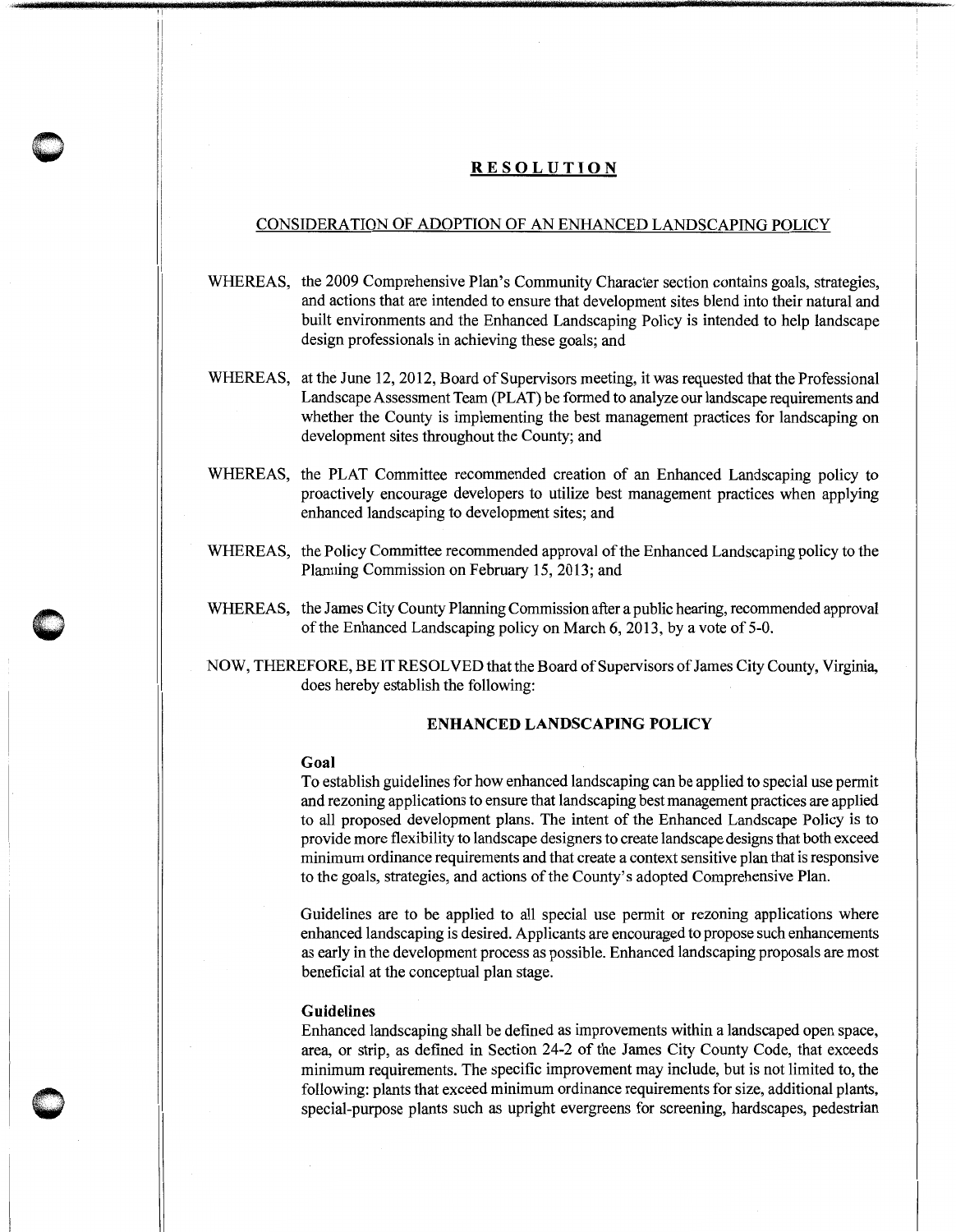# RESOLUTION

## CONSIDERATION OF ADOPTION OF AN ENHANCED LANDSCAPING POLICY

WHEREAS, the 2009 Comprehensive Plan's Community Character section contains goals, strategies, and actions that are intended to ensure that development sites blend into their natural and built environments and the Enhanced Landscaping Policy is intended to help landscape design professionals in achieving these goals; and

WHEREAS, at the June 12, 2012, Board of Supervisors meeting, it was requested that the Professional Landscape Assessment Team (PLAT) be formed to analyze our landscape requirements and whether the County is implementing the best management practices for landscaping on development sites throughout the County; and

WHEREAS, the PLAT Committee recommended creation of an Enhanced Landscaping policy to proactively encourage developers to utilize best management practices when applying enhanced landscaping to development sites; and

WHEREAS, the Policy Committee recommended approval of the Enhanced Landscaping policy to the Planning Commission on February 15, 2013; and

WHEREAS, the James City County Planning Commission after a public hearing, recommended approval of the Enhanced Landscaping policy on March 6, 2013, by a vote of 5-0.

NOW, THEREFORE, BE IT RESOLVED that the Board of Supervisors of James City County, Virginia, does hereby establish the following:

### ENHANCED LANDSCAPING POLICY

**Goal**

To establish guidelines for how enhanced landscaping can be applied to special use permit and rezoning applications to ensure that landscaping best management practices are applied to all proposed development plans. The intent of the Enhanced Landscape Policy is to provide more flexibility to landscape designers to create landscape designs that both exceed minimum ordinance requirements and that create a context sensitive plan that is responsive to the goals, strategies, and actions of the County's adopted Comprehensive Plan.

Guidelines are to be applied to all special use permit or rezoning applications where enhanced landscaping is desired. Applicants are encouraged to propose such enhancements as early in the development process as possible. Enhanced landscaping proposals are most beneficial at the conceptual plan stage.

**Guidelines**

Enhanced landscaping shall be defined as improvements within a landscaped open space, area, or strip, as defined in Section 24-2 of the James City County Code, that exceeds minimum requirements. The specific improvement may include, but is not limited to, the following: plants that exceed minimum ordinance requirements for size, additional plants, special-purpose plants such as upright evergreens for screening, hardscapes, pedestrian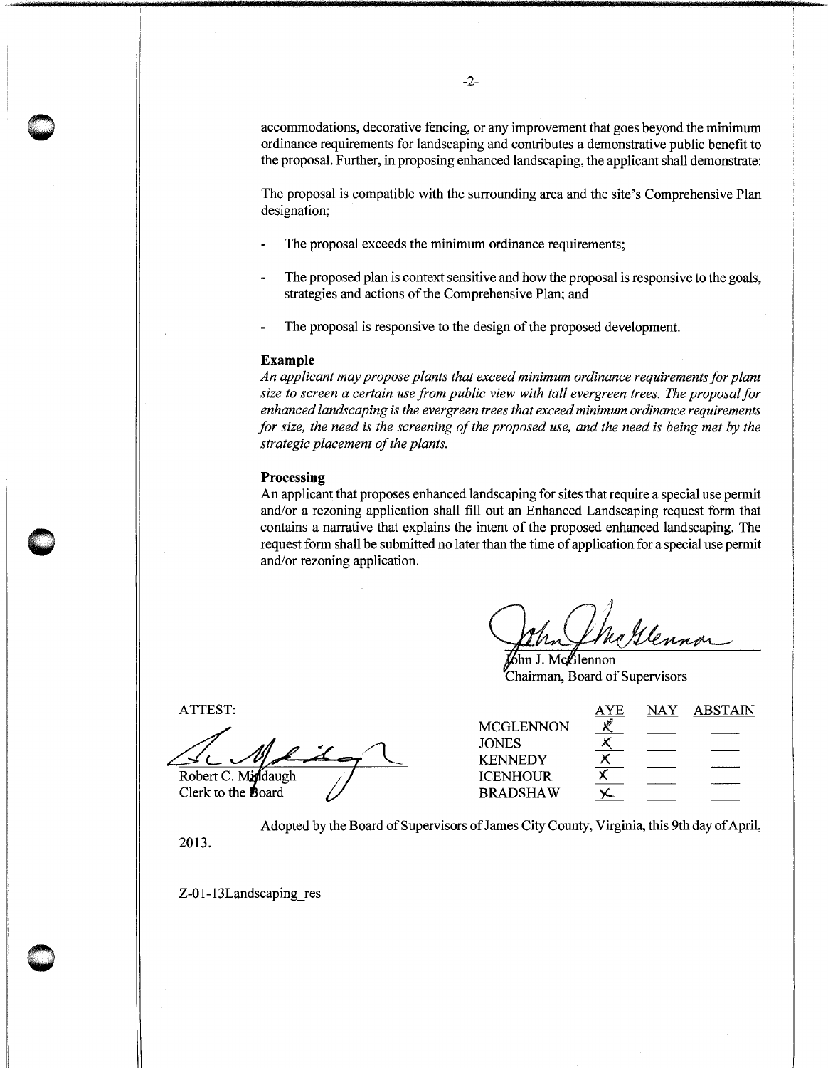accommodations, decorative fencing, or any improvement that goes beyond the minimum ordinance requirements for landscaping and contributes a demonstrative public benefit to the proposal. Further, in proposing enhanced landscaping, the applicant shall demonstrate:

The proposal is compatible with the surrounding area and the site's Comprehensive Plan designation;

- The proposal exceeds the minimum ordinance requirements;
- The proposed plan is context sensitive and how the proposal is responsive to the goals, strategies and actions of the Comprehensive Plan; and
- The proposal is responsive to the design of the proposed development.

**Example**

*An applicant may propose plants that exceed minimum ordinance requirements for plant size to screen a certain use from public view with tall evergreen trees. The proposal for enhanced landscaping is the evergreen trees that exceed minimum ordinance requirements for size, the need is the screening of the proposed use, and the need is being met by the strategic placement of the plants.*

**Processing**

An applicant that proposes enhanced landscaping for sites that require a special use permit and/or a rezoning application shall fill out an Enhanced Landscaping request form that contains a narrative that explains the intent of the proposed enhanced landscaping. The request form shall be submitted no later than the time of application for a special use permit and/or rezoning application.

John J. McGlennon
Chairman, Board of Supervisors

ATTEST:

Robert C. Middaugh
Clerk to the Board

| | AYE | NAY | ABSTAIN |
|---|---|---|---|
| MCGLENNON | X | | |
| JONES | X | | |
| KENNEDY | X | | |
| ICENHOUR | X | | |
| BRADSHAW | X | | |

Adopted by the Board of Supervisors of James City County, Virginia, this 9th day of April, 2013.

Z-01-13Landscaping_res